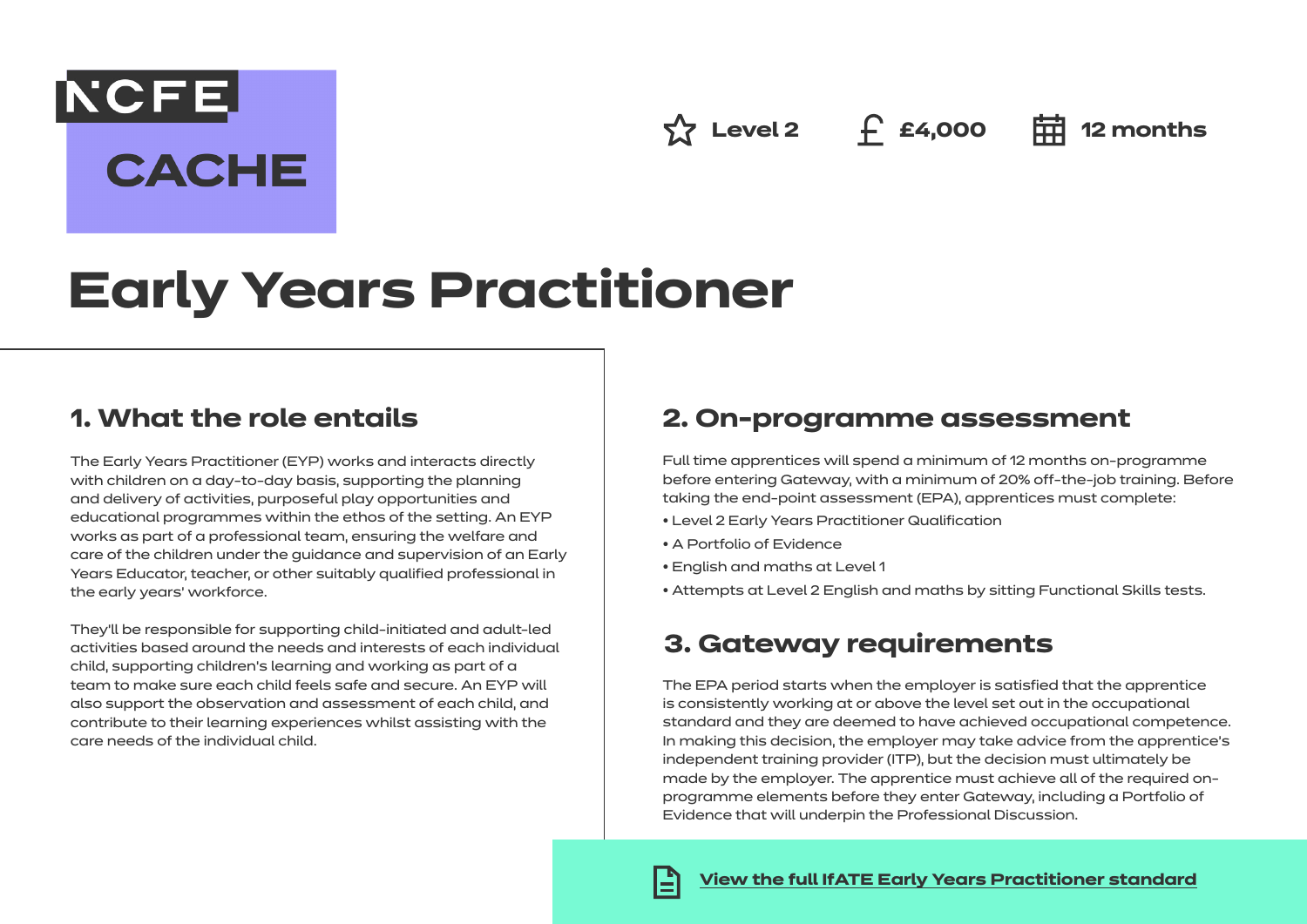NCFE CACHE

Level 2 | £4,000 | 12 months

# Early Years Practitioner

## 1. What the role entails

The Early Years Practitioner (EYP) works and interacts directly with children on a day-to-day basis, supporting the planning and delivery of activities, purposeful play opportunities and educational programmes within the ethos of the setting. An EYP works as part of a professional team, ensuring the welfare and care of the children under the guidance and supervision of an Early Years Educator, teacher, or other suitably qualified professional in the early years' workforce.

They'll be responsible for supporting child-initiated and adult-led activities based around the needs and interests of each individual child, supporting children's learning and working as part of a team to make sure each child feels safe and secure. An EYP will also support the observation and assessment of each child, and contribute to their learning experiences whilst assisting with the care needs of the individual child.

## 2. On-programme assessment

Full time apprentices will spend a minimum of 12 months on-programme before entering Gateway, with a minimum of 20% off-the-job training. Before taking the end-point assessment (EPA), apprentices must complete:

- Level 2 Early Years Practitioner Qualification
- A Portfolio of Evidence
- English and maths at Level 1
- Attempts at Level 2 English and maths by sitting Functional Skills tests.

## 3. Gateway requirements

The EPA period starts when the employer is satisfied that the apprentice is consistently working at or above the level set out in the occupational standard and they are deemed to have achieved occupational competence. In making this decision, the employer may take advice from the apprentice's independent training provider (ITP), but the decision must ultimately be made by the employer. The apprentice must achieve all of the required on-programme elements before they enter Gateway, including a Portfolio of Evidence that will underpin the Professional Discussion.

View the full IfATE Early Years Practitioner standard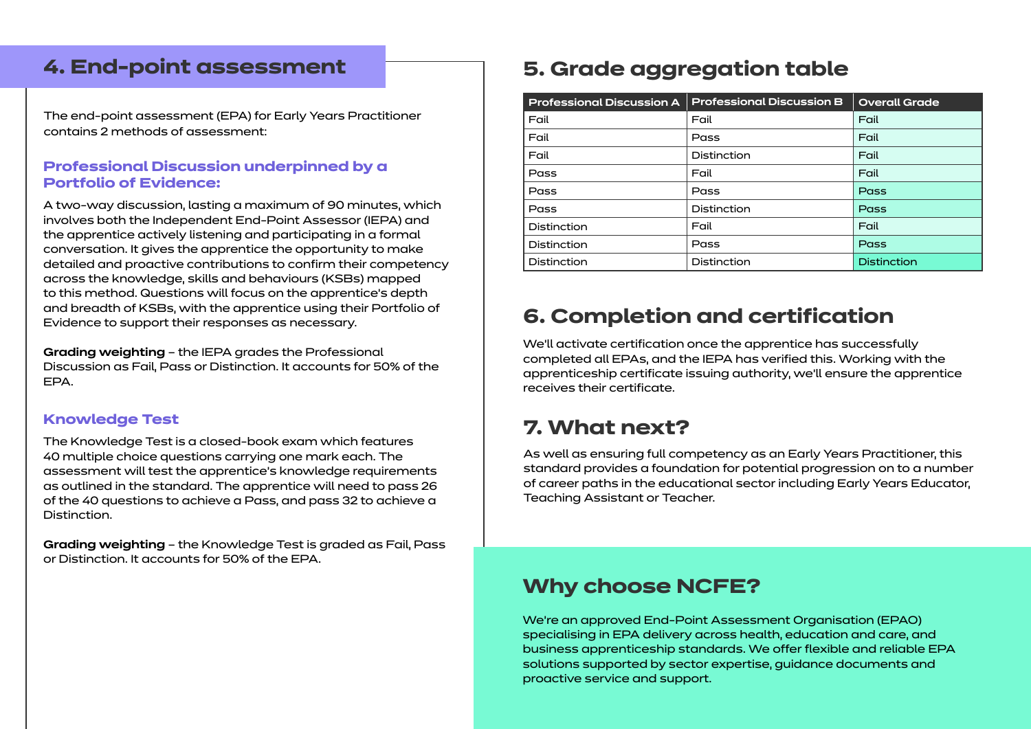## 4. End-point assessment

The end-point assessment (EPA) for Early Years Practitioner contains 2 methods of assessment:

### Professional Discussion underpinned by a Portfolio of Evidence:

A two-way discussion, lasting a maximum of 90 minutes, which involves both the Independent End-Point Assessor (IEPA) and the apprentice actively listening and participating in a formal conversation. It gives the apprentice the opportunity to make detailed and proactive contributions to confirm their competency across the knowledge, skills and behaviours (KSBs) mapped to this method. Questions will focus on the apprentice's depth and breadth of KSBs, with the apprentice using their Portfolio of Evidence to support their responses as necessary.

**Grading weighting** – the IEPA grades the Professional Discussion as Fail, Pass or Distinction. It accounts for 50% of the EPA.

### Knowledge Test

The Knowledge Test is a closed-book exam which features 40 multiple choice questions carrying one mark each. The assessment will test the apprentice's knowledge requirements as outlined in the standard. The apprentice will need to pass 26 of the 40 questions to achieve a Pass, and pass 32 to achieve a Distinction.

**Grading weighting** – the Knowledge Test is graded as Fail, Pass or Distinction. It accounts for 50% of the EPA.

## 5. Grade aggregation table

| Professional Discussion A | Professional Discussion B | Overall Grade |
|---|---|---|
| Fail | Fail | Fail |
| Fail | Pass | Fail |
| Fail | Distinction | Fail |
| Pass | Fail | Fail |
| Pass | Pass | Pass |
| Pass | Distinction | Pass |
| Distinction | Fail | Fail |
| Distinction | Pass | Pass |
| Distinction | Distinction | Distinction |

## 6. Completion and certification

We'll activate certification once the apprentice has successfully completed all EPAs, and the IEPA has verified this. Working with the apprenticeship certificate issuing authority, we'll ensure the apprentice receives their certificate.

## 7. What next?

As well as ensuring full competency as an Early Years Practitioner, this standard provides a foundation for potential progression on to a number of career paths in the educational sector including Early Years Educator, Teaching Assistant or Teacher.

## Why choose NCFE?

We're an approved End-Point Assessment Organisation (EPAO) specialising in EPA delivery across health, education and care, and business apprenticeship standards. We offer flexible and reliable EPA solutions supported by sector expertise, guidance documents and proactive service and support.